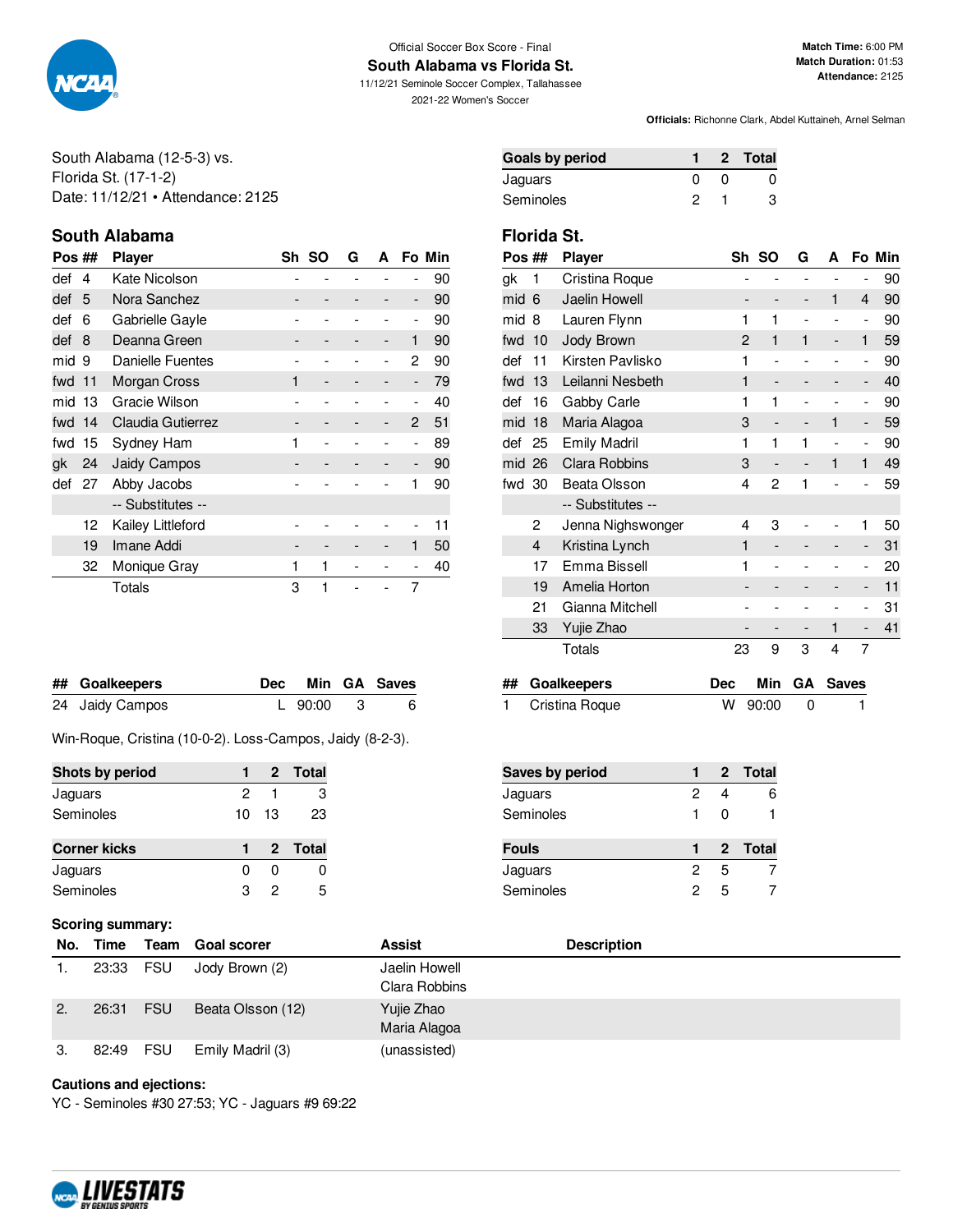Official Soccer Box Score - Final

# South Alabama vs Florida St.

11/12/21 Seminole Soccer Complex, Tallahassee

2021-22 Women's Soccer

**Match Time:** 6:00 PM
**Match Duration:** 01:53
**Attendance:** 2125

**Officials:** Richonne Clark, Abdel Kuttaineh, Arnel Selman

South Alabama (12-5-3) vs.
Florida St. (17-1-2)
Date: 11/12/21 • Attendance: 2125

| Goals by period | 1 | 2 | Total |
|---|---|---|---|
| Jaguars | 0 | 0 | 0 |
| Seminoles | 2 | 1 | 3 |

## South Alabama

| Pos | ## | Player | Sh | SO | G | A | Fo | Min |
|---|---|---|---|---|---|---|---|---|
| def | 4 | Kate Nicolson | - | - | - | - | - | 90 |
| def | 5 | Nora Sanchez | - | - | - | - | - | 90 |
| def | 6 | Gabrielle Gayle | - | - | - | - | - | 90 |
| def | 8 | Deanna Green | - | - | - | - | 1 | 90 |
| mid | 9 | Danielle Fuentes | - | - | - | - | 2 | 90 |
| fwd | 11 | Morgan Cross | 1 | - | - | - | - | 79 |
| mid | 13 | Gracie Wilson | - | - | - | - | - | 40 |
| fwd | 14 | Claudia Gutierrez | - | - | - | - | 2 | 51 |
| fwd | 15 | Sydney Ham | 1 | - | - | - | - | 89 |
| gk | 24 | Jaidy Campos | - | - | - | - | - | 90 |
| def | 27 | Abby Jacobs | - | - | - | - | 1 | 90 |
| | | -- Substitutes -- | | | | | | |
| | 12 | Kailey Littleford | - | - | - | - | - | 11 |
| | 19 | Imane Addi | - | - | - | - | 1 | 50 |
| | 32 | Monique Gray | 1 | 1 | - | - | - | 40 |
| | | Totals | 3 | 1 | - | - | 7 | |

## Florida St.

| Pos | ## | Player | Sh | SO | G | A | Fo | Min |
|---|---|---|---|---|---|---|---|---|
| gk | 1 | Cristina Roque | - | - | - | - | - | 90 |
| mid | 6 | Jaelin Howell | - | - | - | 1 | 4 | 90 |
| mid | 8 | Lauren Flynn | 1 | 1 | - | - | - | 90 |
| fwd | 10 | Jody Brown | 2 | 1 | 1 | - | 1 | 59 |
| def | 11 | Kirsten Pavlisko | 1 | - | - | - | - | 90 |
| fwd | 13 | Leilanni Nesbeth | 1 | - | - | - | - | 40 |
| def | 16 | Gabby Carle | 1 | 1 | - | - | - | 90 |
| mid | 18 | Maria Alagoa | 3 | - | - | 1 | - | 59 |
| def | 25 | Emily Madril | 1 | 1 | 1 | - | - | 90 |
| mid | 26 | Clara Robbins | 3 | - | - | 1 | 1 | 49 |
| fwd | 30 | Beata Olsson | 4 | 2 | 1 | - | - | 59 |
| | | -- Substitutes -- | | | | | | |
| | 2 | Jenna Nighswonger | 4 | 3 | - | - | 1 | 50 |
| | 4 | Kristina Lynch | 1 | - | - | - | - | 31 |
| | 17 | Emma Bissell | 1 | - | - | - | - | 20 |
| | 19 | Amelia Horton | - | - | - | - | - | 11 |
| | 21 | Gianna Mitchell | - | - | - | - | - | 31 |
| | 33 | Yujie Zhao | - | - | - | 1 | - | 41 |
| | | Totals | 23 | 9 | 3 | 4 | 7 | |

| ## | Goalkeepers | Dec | Min | GA | Saves |
|---|---|---|---|---|---|
| 24 | Jaidy Campos | L | 90:00 | 3 | 6 |

| ## | Goalkeepers | Dec | Min | GA | Saves |
|---|---|---|---|---|---|
| 1 | Cristina Roque | W | 90:00 | 0 | 1 |

Win-Roque, Cristina (10-0-2). Loss-Campos, Jaidy (8-2-3).

| Shots by period | 1 | 2 | Total |
|---|---|---|---|
| Jaguars | 2 | 1 | 3 |
| Seminoles | 10 | 13 | 23 |

| Saves by period | 1 | 2 | Total |
|---|---|---|---|
| Jaguars | 2 | 4 | 6 |
| Seminoles | 1 | 0 | 1 |

| Corner kicks | 1 | 2 | Total |
|---|---|---|---|
| Jaguars | 0 | 0 | 0 |
| Seminoles | 3 | 2 | 5 |

| Fouls | 1 | 2 | Total |
|---|---|---|---|
| Jaguars | 2 | 5 | 7 |
| Seminoles | 2 | 5 | 7 |

**Scoring summary:**

| No. | Time | Team | Goal scorer | Assist | Description |
|---|---|---|---|---|---|
| 1. | 23:33 | FSU | Jody Brown (2) | Jaelin Howell, Clara Robbins | |
| 2. | 26:31 | FSU | Beata Olsson (12) | Yujie Zhao, Maria Alagoa | |
| 3. | 82:49 | FSU | Emily Madril (3) | (unassisted) | |

**Cautions and ejections:**

YC - Seminoles #30 27:53; YC - Jaguars #9 69:22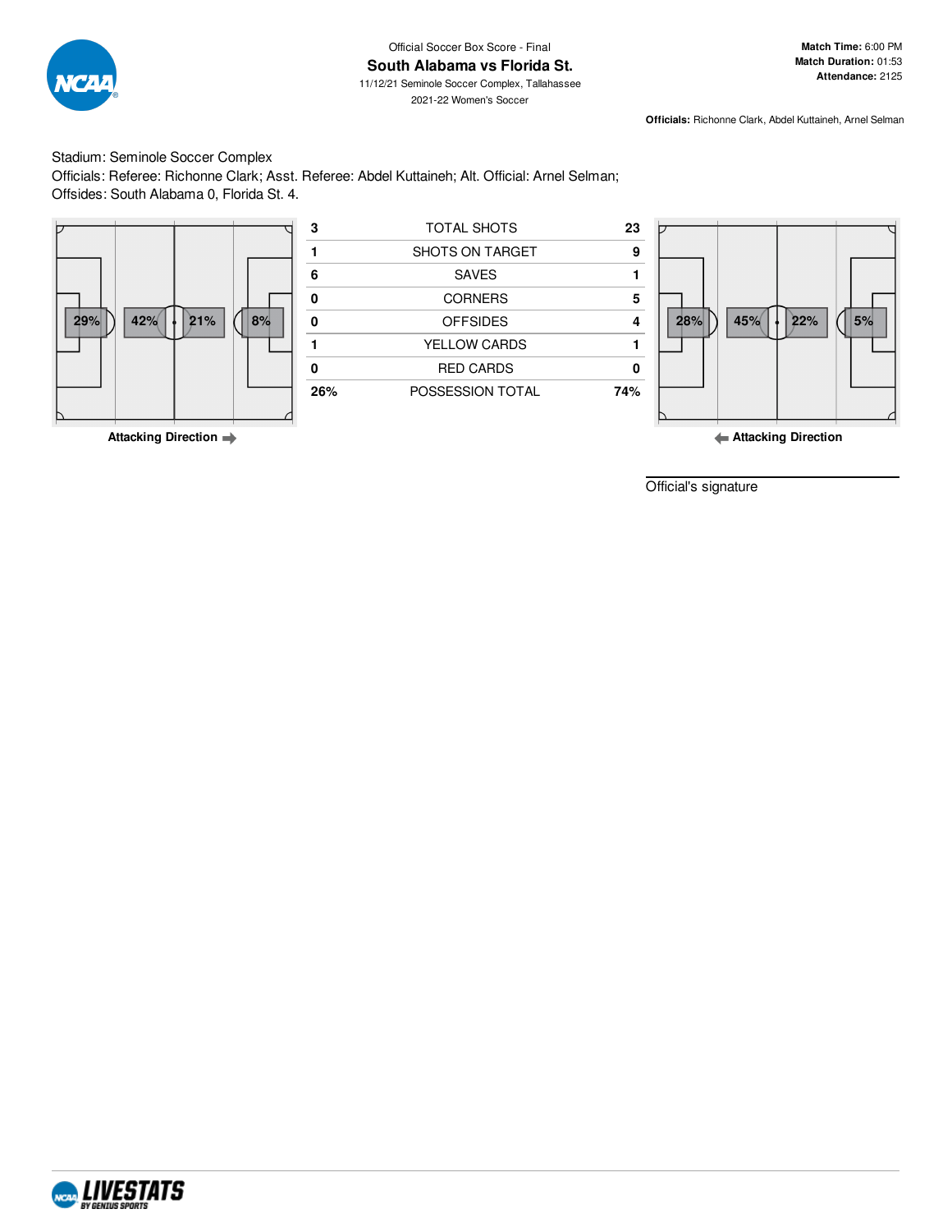Official Soccer Box Score - Final

# South Alabama vs Florida St.

11/12/21 Seminole Soccer Complex, Tallahassee

2021-22 Women's Soccer

**Match Time:** 6:00 PM
**Match Duration:** 01:53
**Attendance:** 2125

**Officials:** Richonne Clark, Abdel Kuttaineh, Arnel Selman

Stadium: Seminole Soccer Complex
Officials: Referee: Richonne Clark; Asst. Referee: Abdel Kuttaineh; Alt. Official: Arnel Selman;
Offsides: South Alabama 0, Florida St. 4.

South Alabama zone possession: 29% | 42% | 21% | 8%

Attacking Direction ➡

| South Alabama | | Florida St. |
|---|---|---|
| 3 | TOTAL SHOTS | 23 |
| 1 | SHOTS ON TARGET | 9 |
| 6 | SAVES | 1 |
| 0 | CORNERS | 5 |
| 0 | OFFSIDES | 4 |
| 1 | YELLOW CARDS | 1 |
| 0 | RED CARDS | 0 |
| 26% | POSSESSION TOTAL | 74% |

Florida St. zone possession: 28% | 45% | 22% | 5%

⬅ Attacking Direction

Official's signature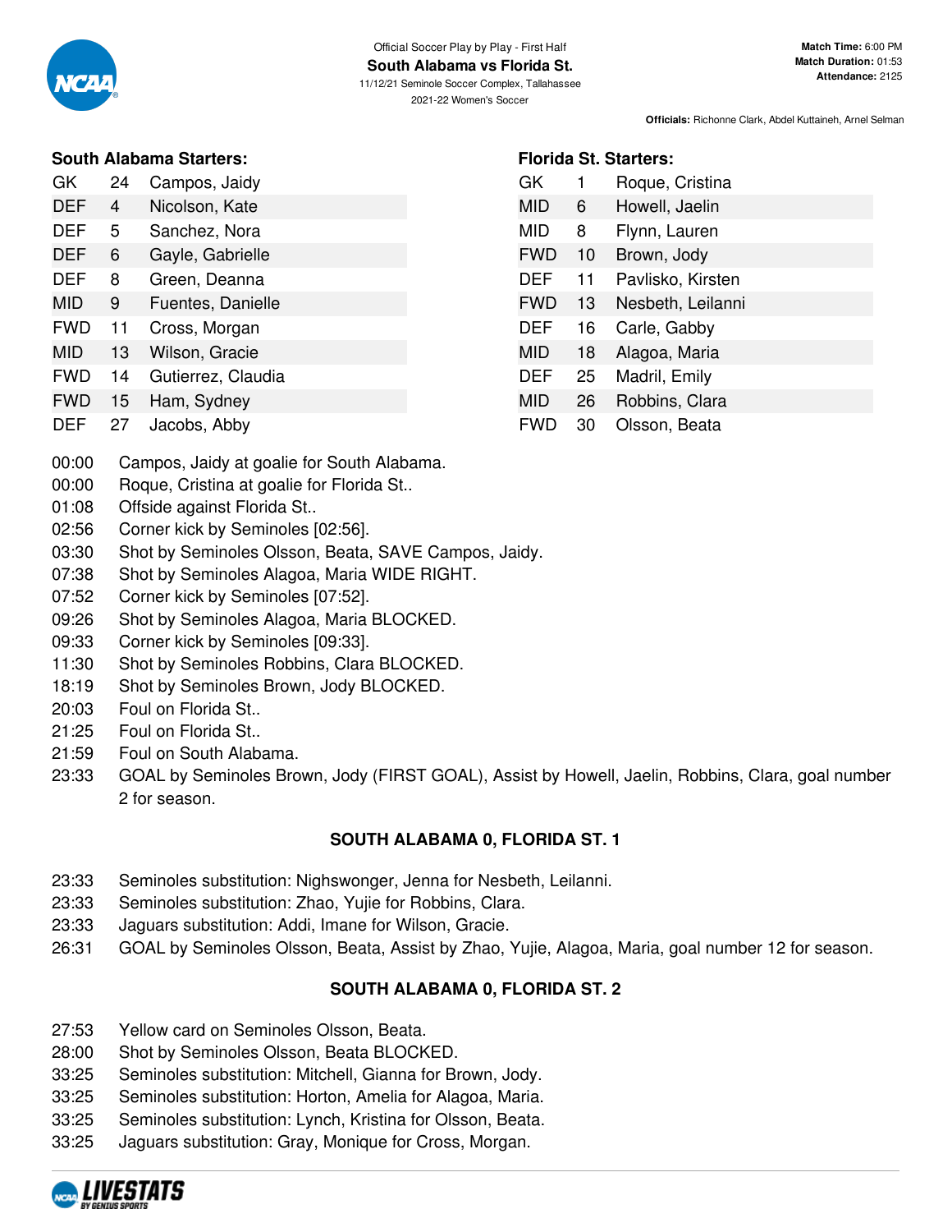Official Soccer Play by Play - First Half

**South Alabama vs Florida St.**

11/12/21 Seminole Soccer Complex, Tallahassee

2021-22 Women's Soccer

**Match Time:** 6:00 PM
**Match Duration:** 01:53
**Attendance:** 2125

**Officials:** Richonne Clark, Abdel Kuttaineh, Arnel Selman

### South Alabama Starters:

| Pos | No | Name |
|---|---|---|
| GK | 24 | Campos, Jaidy |
| DEF | 4 | Nicolson, Kate |
| DEF | 5 | Sanchez, Nora |
| DEF | 6 | Gayle, Gabrielle |
| DEF | 8 | Green, Deanna |
| MID | 9 | Fuentes, Danielle |
| FWD | 11 | Cross, Morgan |
| MID | 13 | Wilson, Gracie |
| FWD | 14 | Gutierrez, Claudia |
| FWD | 15 | Ham, Sydney |
| DEF | 27 | Jacobs, Abby |

### Florida St. Starters:

| Pos | No | Name |
|---|---|---|
| GK | 1 | Roque, Cristina |
| MID | 6 | Howell, Jaelin |
| MID | 8 | Flynn, Lauren |
| FWD | 10 | Brown, Jody |
| DEF | 11 | Pavlisko, Kirsten |
| FWD | 13 | Nesbeth, Leilanni |
| DEF | 16 | Carle, Gabby |
| MID | 18 | Alagoa, Maria |
| DEF | 25 | Madril, Emily |
| MID | 26 | Robbins, Clara |
| FWD | 30 | Olsson, Beata |

00:00 Campos, Jaidy at goalie for South Alabama.
00:00 Roque, Cristina at goalie for Florida St..
01:08 Offside against Florida St..
02:56 Corner kick by Seminoles [02:56].
03:30 Shot by Seminoles Olsson, Beata, SAVE Campos, Jaidy.
07:38 Shot by Seminoles Alagoa, Maria WIDE RIGHT.
07:52 Corner kick by Seminoles [07:52].
09:26 Shot by Seminoles Alagoa, Maria BLOCKED.
09:33 Corner kick by Seminoles [09:33].
11:30 Shot by Seminoles Robbins, Clara BLOCKED.
18:19 Shot by Seminoles Brown, Jody BLOCKED.
20:03 Foul on Florida St..
21:25 Foul on Florida St..
21:59 Foul on South Alabama.
23:33 GOAL by Seminoles Brown, Jody (FIRST GOAL), Assist by Howell, Jaelin, Robbins, Clara, goal number 2 for season.

**SOUTH ALABAMA 0, FLORIDA ST. 1**

23:33 Seminoles substitution: Nighswonger, Jenna for Nesbeth, Leilanni.
23:33 Seminoles substitution: Zhao, Yujie for Robbins, Clara.
23:33 Jaguars substitution: Addi, Imane for Wilson, Gracie.
26:31 GOAL by Seminoles Olsson, Beata, Assist by Zhao, Yujie, Alagoa, Maria, goal number 12 for season.

**SOUTH ALABAMA 0, FLORIDA ST. 2**

27:53 Yellow card on Seminoles Olsson, Beata.
28:00 Shot by Seminoles Olsson, Beata BLOCKED.
33:25 Seminoles substitution: Mitchell, Gianna for Brown, Jody.
33:25 Seminoles substitution: Horton, Amelia for Alagoa, Maria.
33:25 Seminoles substitution: Lynch, Kristina for Olsson, Beata.
33:25 Jaguars substitution: Gray, Monique for Cross, Morgan.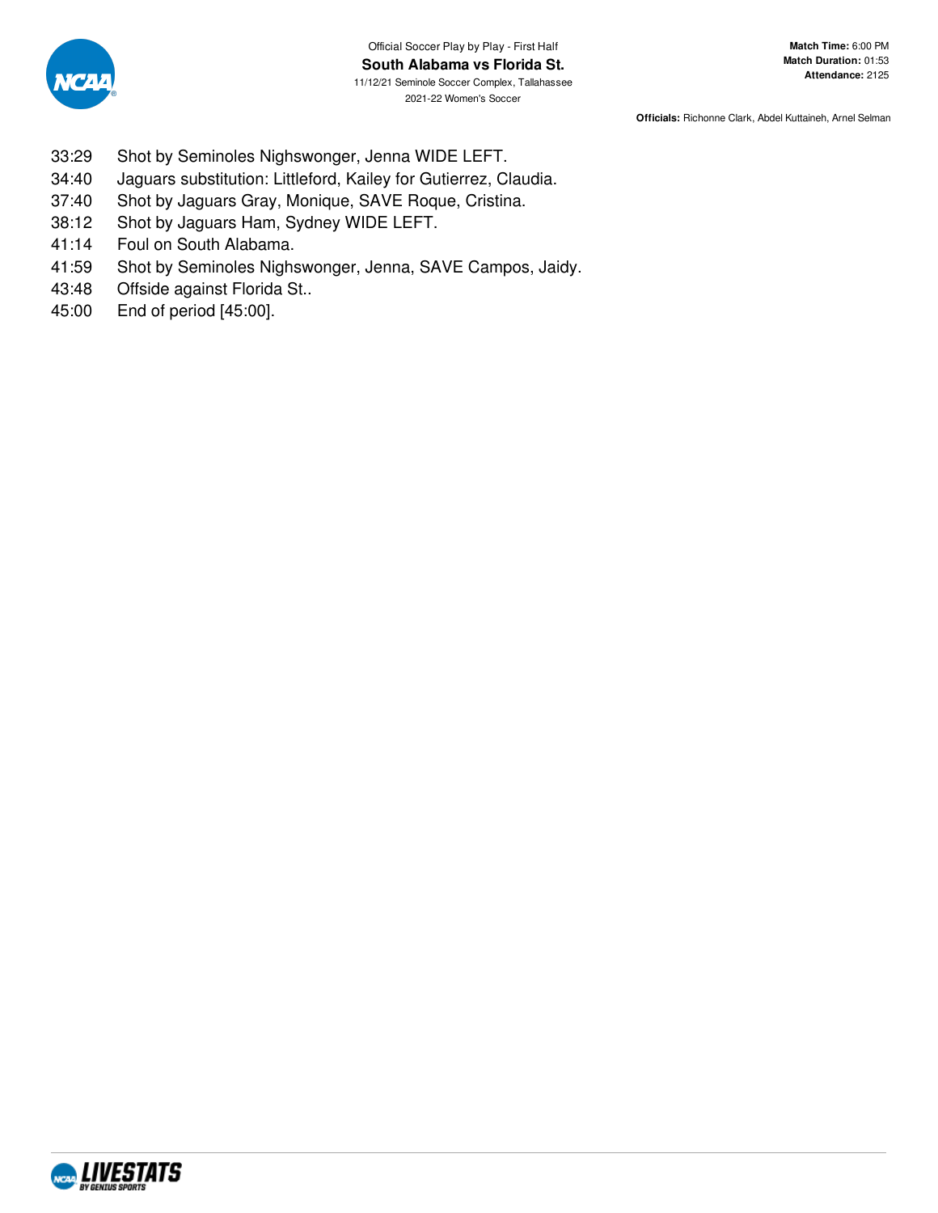Official Soccer Play by Play - First Half

**South Alabama vs Florida St.**

11/12/21 Seminole Soccer Complex, Tallahassee

2021-22 Women's Soccer

**Match Time:** 6:00 PM
**Match Duration:** 01:53
**Attendance:** 2125

**Officials:** Richonne Clark, Abdel Kuttaineh, Arnel Selman

| | |
|---|---|
| 33:29 | Shot by Seminoles Nighswonger, Jenna WIDE LEFT. |
| 34:40 | Jaguars substitution: Littleford, Kailey for Gutierrez, Claudia. |
| 37:40 | Shot by Jaguars Gray, Monique, SAVE Roque, Cristina. |
| 38:12 | Shot by Jaguars Ham, Sydney WIDE LEFT. |
| 41:14 | Foul on South Alabama. |
| 41:59 | Shot by Seminoles Nighswonger, Jenna, SAVE Campos, Jaidy. |
| 43:48 | Offside against Florida St.. |
| 45:00 | End of period [45:00]. |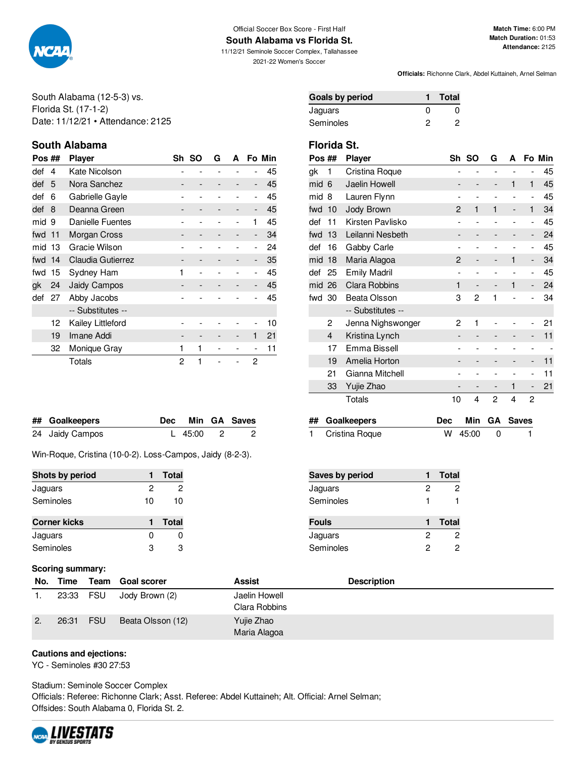Official Soccer Box Score - First Half

**South Alabama vs Florida St.**

11/12/21 Seminole Soccer Complex, Tallahassee

2021-22 Women's Soccer

**Match Time:** 6:00 PM
**Match Duration:** 01:53
**Attendance:** 2125

**Officials:** Richonne Clark, Abdel Kuttaineh, Arnel Selman

South Alabama (12-5-3) vs.
Florida St. (17-1-2)
Date: 11/12/21 • Attendance: 2125

| Goals by period | 1 | Total |
|---|---|---|
| Jaguars | 0 | 0 |
| Seminoles | 2 | 2 |

## South Alabama

| Pos | ## | Player | Sh | SO | G | A | Fo | Min |
|---|---|---|---|---|---|---|---|---|
| def | 4 | Kate Nicolson | - | - | - | - | - | 45 |
| def | 5 | Nora Sanchez | - | - | - | - | - | 45 |
| def | 6 | Gabrielle Gayle | - | - | - | - | - | 45 |
| def | 8 | Deanna Green | - | - | - | - | - | 45 |
| mid | 9 | Danielle Fuentes | - | - | - | - | 1 | 45 |
| fwd | 11 | Morgan Cross | - | - | - | - | - | 34 |
| mid | 13 | Gracie Wilson | - | - | - | - | - | 24 |
| fwd | 14 | Claudia Gutierrez | - | - | - | - | - | 35 |
| fwd | 15 | Sydney Ham | 1 | - | - | - | - | 45 |
| gk | 24 | Jaidy Campos | - | - | - | - | - | 45 |
| def | 27 | Abby Jacobs | - | - | - | - | - | 45 |
| | | -- Substitutes -- | | | | | | |
| | 12 | Kailey Littleford | - | - | - | - | - | 10 |
| | 19 | Imane Addi | - | - | - | - | 1 | 21 |
| | 32 | Monique Gray | 1 | 1 | - | - | - | 11 |
| | | Totals | 2 | 1 | - | - | 2 | |

## Florida St.

| Pos | ## | Player | Sh | SO | G | A | Fo | Min |
|---|---|---|---|---|---|---|---|---|
| gk | 1 | Cristina Roque | - | - | - | - | - | 45 |
| mid | 6 | Jaelin Howell | - | - | - | 1 | 1 | 45 |
| mid | 8 | Lauren Flynn | - | - | - | - | - | 45 |
| fwd | 10 | Jody Brown | 2 | 1 | 1 | - | 1 | 34 |
| def | 11 | Kirsten Pavlisko | - | - | - | - | - | 45 |
| fwd | 13 | Leilanni Nesbeth | - | - | - | - | - | 24 |
| def | 16 | Gabby Carle | - | - | - | - | - | 45 |
| mid | 18 | Maria Alagoa | 2 | - | - | 1 | - | 34 |
| def | 25 | Emily Madril | - | - | - | - | - | 45 |
| mid | 26 | Clara Robbins | 1 | - | - | 1 | - | 24 |
| fwd | 30 | Beata Olsson | 3 | 2 | 1 | - | - | 34 |
| | | -- Substitutes -- | | | | | | |
| | 2 | Jenna Nighswonger | 2 | 1 | - | - | - | 21 |
| | 4 | Kristina Lynch | - | - | - | - | - | 11 |
| | 17 | Emma Bissell | - | - | - | - | - | - |
| | 19 | Amelia Horton | - | - | - | - | - | 11 |
| | 21 | Gianna Mitchell | - | - | - | - | - | 11 |
| | 33 | Yujie Zhao | - | - | - | 1 | - | 21 |
| | | Totals | 10 | 4 | 2 | 4 | 2 | |

| ## | Goalkeepers | Dec | Min | GA | Saves |
|---|---|---|---|---|---|
| 24 | Jaidy Campos | L | 45:00 | 2 | 2 |

| ## | Goalkeepers | Dec | Min | GA | Saves |
|---|---|---|---|---|---|
| 1 | Cristina Roque | W | 45:00 | 0 | 1 |

Win-Roque, Cristina (10-0-2). Loss-Campos, Jaidy (8-2-3).

| Shots by period | 1 | Total |
|---|---|---|
| Jaguars | 2 | 2 |
| Seminoles | 10 | 10 |

| Saves by period | 1 | Total |
|---|---|---|
| Jaguars | 2 | 2 |
| Seminoles | 1 | 1 |

| Corner kicks | 1 | Total |
|---|---|---|
| Jaguars | 0 | 0 |
| Seminoles | 3 | 3 |

| Fouls | 1 | Total |
|---|---|---|
| Jaguars | 2 | 2 |
| Seminoles | 2 | 2 |

**Scoring summary:**

| No. | Time | Team | Goal scorer | Assist | Description |
|---|---|---|---|---|---|
| 1. | 23:33 | FSU | Jody Brown (2) | Jaelin Howell, Clara Robbins | |
| 2. | 26:31 | FSU | Beata Olsson (12) | Yujie Zhao, Maria Alagoa | |

**Cautions and ejections:**

YC - Seminoles #30 27:53

Stadium: Seminole Soccer Complex
Officials: Referee: Richonne Clark; Asst. Referee: Abdel Kuttaineh; Alt. Official: Arnel Selman;
Offsides: South Alabama 0, Florida St. 2.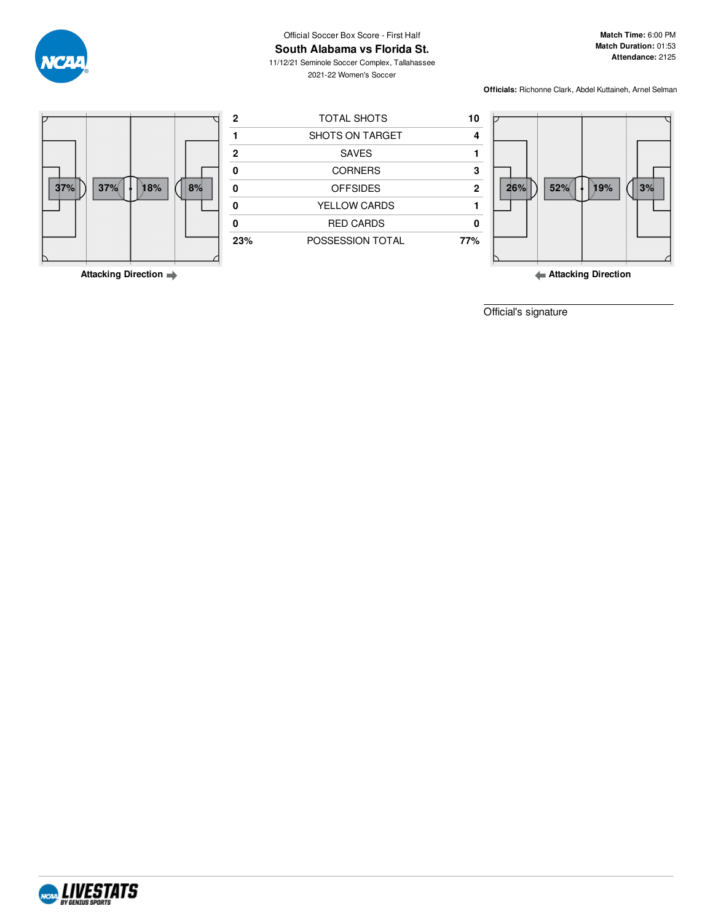Official Soccer Box Score - First Half

## South Alabama vs Florida St.

11/12/21 Seminole Soccer Complex, Tallahassee

2021-22 Women's Soccer

**Match Time:** 6:00 PM
**Match Duration:** 01:53
**Attendance:** 2125

**Officials:** Richonne Clark, Abdel Kuttaineh, Arnel Selman

| South Alabama | | Florida St. |
|---|---|---|
| 2 | TOTAL SHOTS | 10 |
| 1 | SHOTS ON TARGET | 4 |
| 2 | SAVES | 1 |
| 0 | CORNERS | 3 |
| 0 | OFFSIDES | 2 |
| 0 | YELLOW CARDS | 1 |
| 0 | RED CARDS | 0 |
| 23% | POSSESSION TOTAL | 77% |

South Alabama field zones: 37% | 37% | 18% | 8%

Attacking Direction →

Florida St. field zones: 26% | 52% | 19% | 3%

← Attacking Direction

Official's signature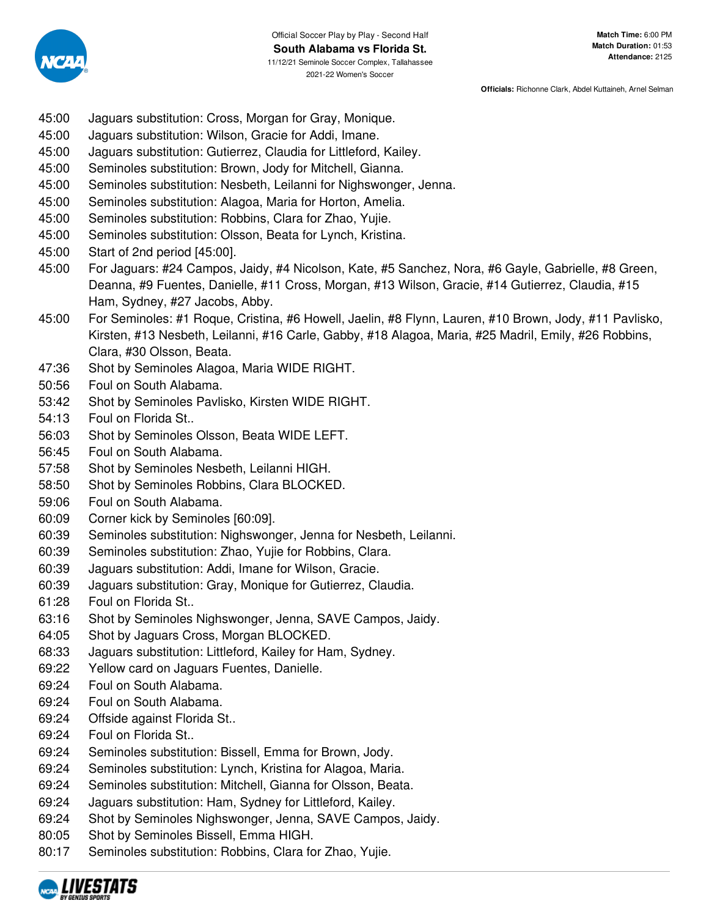Official Soccer Play by Play - Second Half

**South Alabama vs Florida St.**

11/12/21 Seminole Soccer Complex, Tallahassee

2021-22 Women's Soccer

**Match Time:** 6:00 PM
**Match Duration:** 01:53
**Attendance:** 2125

**Officials:** Richonne Clark, Abdel Kuttaineh, Arnel Selman

| Time | Play |
|---|---|
| 45:00 | Jaguars substitution: Cross, Morgan for Gray, Monique. |
| 45:00 | Jaguars substitution: Wilson, Gracie for Addi, Imane. |
| 45:00 | Jaguars substitution: Gutierrez, Claudia for Littleford, Kailey. |
| 45:00 | Seminoles substitution: Brown, Jody for Mitchell, Gianna. |
| 45:00 | Seminoles substitution: Nesbeth, Leilanni for Nighswonger, Jenna. |
| 45:00 | Seminoles substitution: Alagoa, Maria for Horton, Amelia. |
| 45:00 | Seminoles substitution: Robbins, Clara for Zhao, Yujie. |
| 45:00 | Seminoles substitution: Olsson, Beata for Lynch, Kristina. |
| 45:00 | Start of 2nd period [45:00]. |
| 45:00 | For Jaguars: #24 Campos, Jaidy, #4 Nicolson, Kate, #5 Sanchez, Nora, #6 Gayle, Gabrielle, #8 Green, Deanna, #9 Fuentes, Danielle, #11 Cross, Morgan, #13 Wilson, Gracie, #14 Gutierrez, Claudia, #15 Ham, Sydney, #27 Jacobs, Abby. |
| 45:00 | For Seminoles: #1 Roque, Cristina, #6 Howell, Jaelin, #8 Flynn, Lauren, #10 Brown, Jody, #11 Pavlisko, Kirsten, #13 Nesbeth, Leilanni, #16 Carle, Gabby, #18 Alagoa, Maria, #25 Madril, Emily, #26 Robbins, Clara, #30 Olsson, Beata. |
| 47:36 | Shot by Seminoles Alagoa, Maria WIDE RIGHT. |
| 50:56 | Foul on South Alabama. |
| 53:42 | Shot by Seminoles Pavlisko, Kirsten WIDE RIGHT. |
| 54:13 | Foul on Florida St.. |
| 56:03 | Shot by Seminoles Olsson, Beata WIDE LEFT. |
| 56:45 | Foul on South Alabama. |
| 57:58 | Shot by Seminoles Nesbeth, Leilanni HIGH. |
| 58:50 | Shot by Seminoles Robbins, Clara BLOCKED. |
| 59:06 | Foul on South Alabama. |
| 60:09 | Corner kick by Seminoles [60:09]. |
| 60:39 | Seminoles substitution: Nighswonger, Jenna for Nesbeth, Leilanni. |
| 60:39 | Seminoles substitution: Zhao, Yujie for Robbins, Clara. |
| 60:39 | Jaguars substitution: Addi, Imane for Wilson, Gracie. |
| 60:39 | Jaguars substitution: Gray, Monique for Gutierrez, Claudia. |
| 61:28 | Foul on Florida St.. |
| 63:16 | Shot by Seminoles Nighswonger, Jenna, SAVE Campos, Jaidy. |
| 64:05 | Shot by Jaguars Cross, Morgan BLOCKED. |
| 68:33 | Jaguars substitution: Littleford, Kailey for Ham, Sydney. |
| 69:22 | Yellow card on Jaguars Fuentes, Danielle. |
| 69:24 | Foul on South Alabama. |
| 69:24 | Foul on South Alabama. |
| 69:24 | Offside against Florida St.. |
| 69:24 | Foul on Florida St.. |
| 69:24 | Seminoles substitution: Bissell, Emma for Brown, Jody. |
| 69:24 | Seminoles substitution: Lynch, Kristina for Alagoa, Maria. |
| 69:24 | Seminoles substitution: Mitchell, Gianna for Olsson, Beata. |
| 69:24 | Jaguars substitution: Ham, Sydney for Littleford, Kailey. |
| 69:24 | Shot by Seminoles Nighswonger, Jenna, SAVE Campos, Jaidy. |
| 80:05 | Shot by Seminoles Bissell, Emma HIGH. |
| 80:17 | Seminoles substitution: Robbins, Clara for Zhao, Yujie. |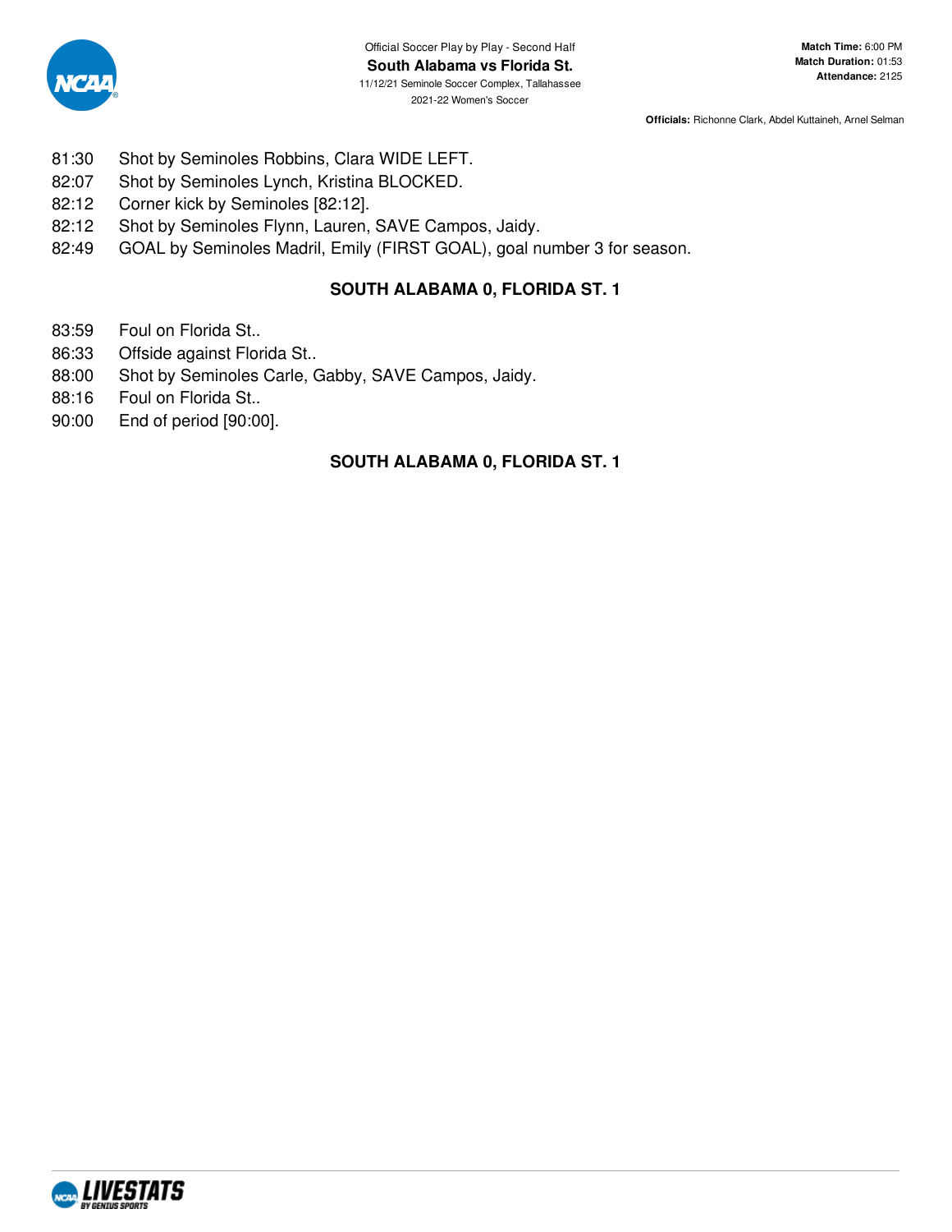Official Soccer Play by Play - Second Half

**South Alabama vs Florida St.**

11/12/21 Seminole Soccer Complex, Tallahassee

2021-22 Women's Soccer

**Match Time:** 6:00 PM
**Match Duration:** 01:53
**Attendance:** 2125

**Officials:** Richonne Clark, Abdel Kuttaineh, Arnel Selman

- 81:30 Shot by Seminoles Robbins, Clara WIDE LEFT.
- 82:07 Shot by Seminoles Lynch, Kristina BLOCKED.
- 82:12 Corner kick by Seminoles [82:12].
- 82:12 Shot by Seminoles Flynn, Lauren, SAVE Campos, Jaidy.
- 82:49 GOAL by Seminoles Madril, Emily (FIRST GOAL), goal number 3 for season.

**SOUTH ALABAMA 0, FLORIDA ST. 1**

- 83:59 Foul on Florida St..
- 86:33 Offside against Florida St..
- 88:00 Shot by Seminoles Carle, Gabby, SAVE Campos, Jaidy.
- 88:16 Foul on Florida St..
- 90:00 End of period [90:00].

**SOUTH ALABAMA 0, FLORIDA ST. 1**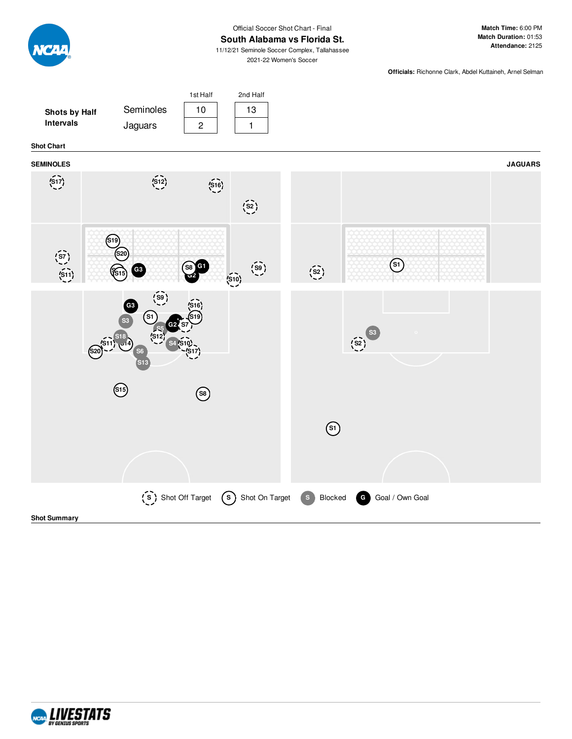Official Soccer Shot Chart - Final

# South Alabama vs Florida St.

11/12/21 Seminole Soccer Complex, Tallahassee

2021-22 Women's Soccer

**Match Time:** 6:00 PM
**Match Duration:** 01:53
**Attendance:** 2125

**Officials:** Richonne Clark, Abdel Kuttaineh, Arnel Selman

**Shots by Half Intervals**

| | 1st Half | 2nd Half |
|---|---|---|
| Seminoles | 10 | 13 |
| Jaguars | 2 | 1 |

**Shot Chart**

**SEMINOLES** **JAGUARS**

Shot Off Target | Shot On Target | Blocked | Goal / Own Goal

**Shot Summary**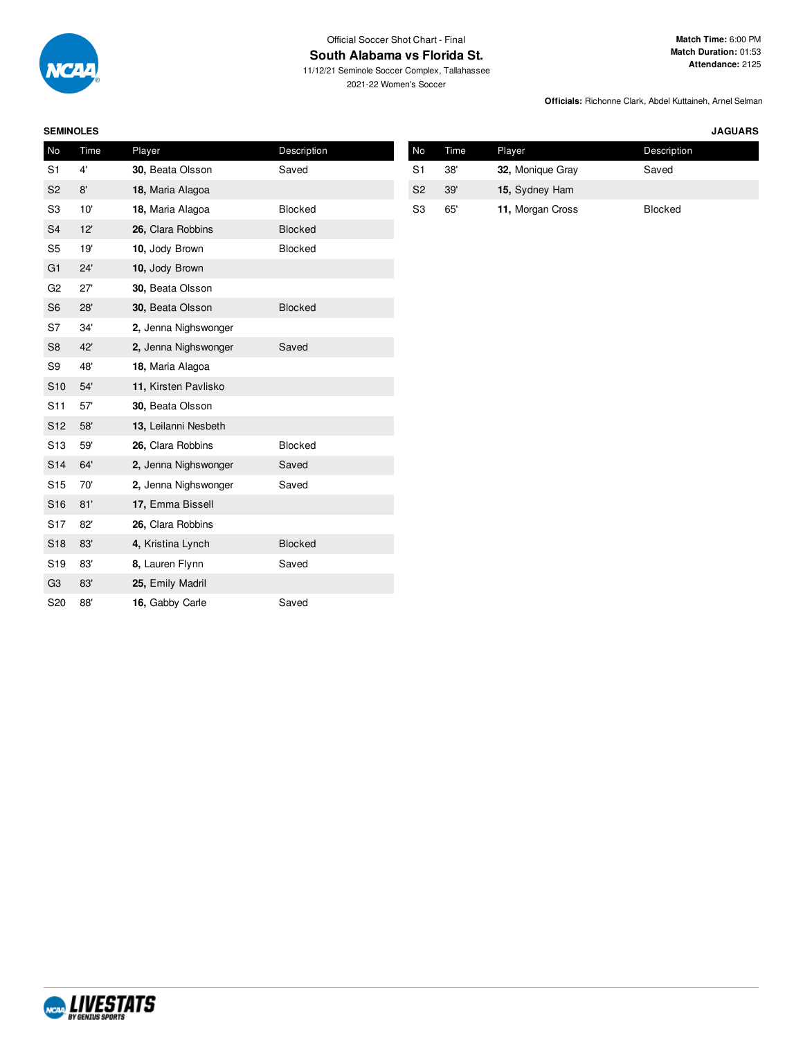Official Soccer Shot Chart - Final

# South Alabama vs Florida St.

11/12/21 Seminole Soccer Complex, Tallahassee

2021-22 Women's Soccer

**Match Time:** 6:00 PM
**Match Duration:** 01:53
**Attendance:** 2125

**Officials:** Richonne Clark, Abdel Kuttaineh, Arnel Selman

**SEMINOLES**

| No | Time | Player | Description |
|---|---|---|---|
| S1 | 4' | **30,** Beata Olsson | Saved |
| S2 | 8' | **18,** Maria Alagoa | |
| S3 | 10' | **18,** Maria Alagoa | Blocked |
| S4 | 12' | **26,** Clara Robbins | Blocked |
| S5 | 19' | **10,** Jody Brown | Blocked |
| G1 | 24' | **10,** Jody Brown | |
| G2 | 27' | **30,** Beata Olsson | |
| S6 | 28' | **30,** Beata Olsson | Blocked |
| S7 | 34' | **2,** Jenna Nighswonger | |
| S8 | 42' | **2,** Jenna Nighswonger | Saved |
| S9 | 48' | **18,** Maria Alagoa | |
| S10 | 54' | **11,** Kirsten Pavlisko | |
| S11 | 57' | **30,** Beata Olsson | |
| S12 | 58' | **13,** Leilanni Nesbeth | |
| S13 | 59' | **26,** Clara Robbins | Blocked |
| S14 | 64' | **2,** Jenna Nighswonger | Saved |
| S15 | 70' | **2,** Jenna Nighswonger | Saved |
| S16 | 81' | **17,** Emma Bissell | |
| S17 | 82' | **26,** Clara Robbins | |
| S18 | 83' | **4,** Kristina Lynch | Blocked |
| S19 | 83' | **8,** Lauren Flynn | Saved |
| G3 | 83' | **25,** Emily Madril | |
| S20 | 88' | **16,** Gabby Carle | Saved |

**JAGUARS**

| No | Time | Player | Description |
|---|---|---|---|
| S1 | 38' | **32,** Monique Gray | Saved |
| S2 | 39' | **15,** Sydney Ham | |
| S3 | 65' | **11,** Morgan Cross | Blocked |